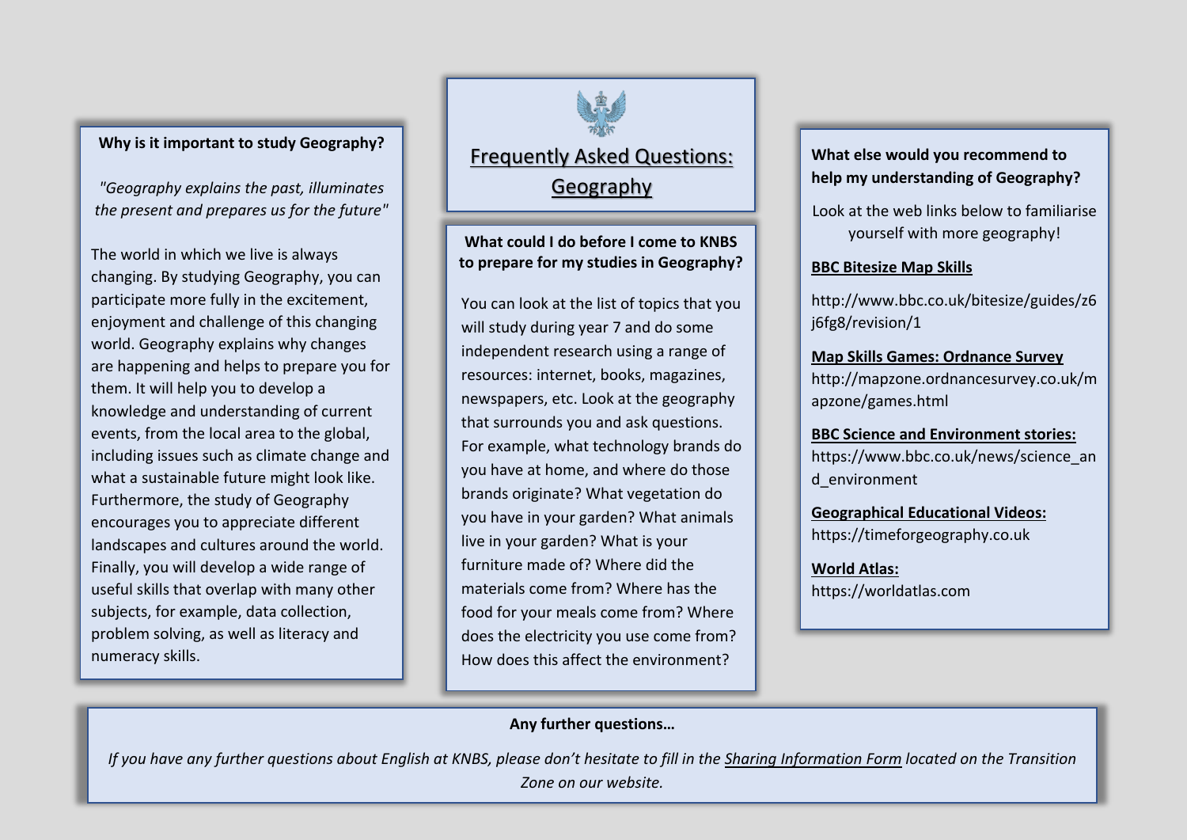# Frequently Asked Questions: Geography

## Why is it important to study Geography?

*"Geography explains the past, illuminates the present and prepares us for the future"*

The world in which we live is always changing. By studying Geography, you can participate more fully in the excitement, enjoyment and challenge of this changing world. Geography explains why changes are happening and helps to prepare you for them. It will help you to develop a knowledge and understanding of current events, from the local area to the global, including issues such as climate change and what a sustainable future might look like. Furthermore, the study of Geography encourages you to appreciate different landscapes and cultures around the world. Finally, you will develop a wide range of useful skills that overlap with many other subjects, for example, data collection, problem solving, as well as literacy and numeracy skills.

## What could I do before I come to KNBS to prepare for my studies in Geography?

You can look at the list of topics that you will study during year 7 and do some independent research using a range of resources: internet, books, magazines, newspapers, etc. Look at the geography that surrounds you and ask questions. For example, what technology brands do you have at home, and where do those brands originate? What vegetation do you have in your garden? What animals live in your garden? What is your furniture made of? Where did the materials come from? Where has the food for your meals come from? Where does the electricity you use come from? How does this affect the environment?

## What else would you recommend to help my understanding of Geography?

Look at the web links below to familiarise yourself with more geography!

**BBC Bitesize Map Skills**
http://www.bbc.co.uk/bitesize/guides/z6j6fg8/revision/1

**Map Skills Games: Ordnance Survey**
http://mapzone.ordnancesurvey.co.uk/mapzone/games.html

**BBC Science and Environment stories:**
https://www.bbc.co.uk/news/science_and_environment

**Geographical Educational Videos:**
https://timeforgeography.co.uk

**World Atlas:**
https://worldatlas.com

## Any further questions…

*If you have any further questions about English at KNBS, please don't hesitate to fill in the Sharing Information Form located on the Transition Zone on our website.*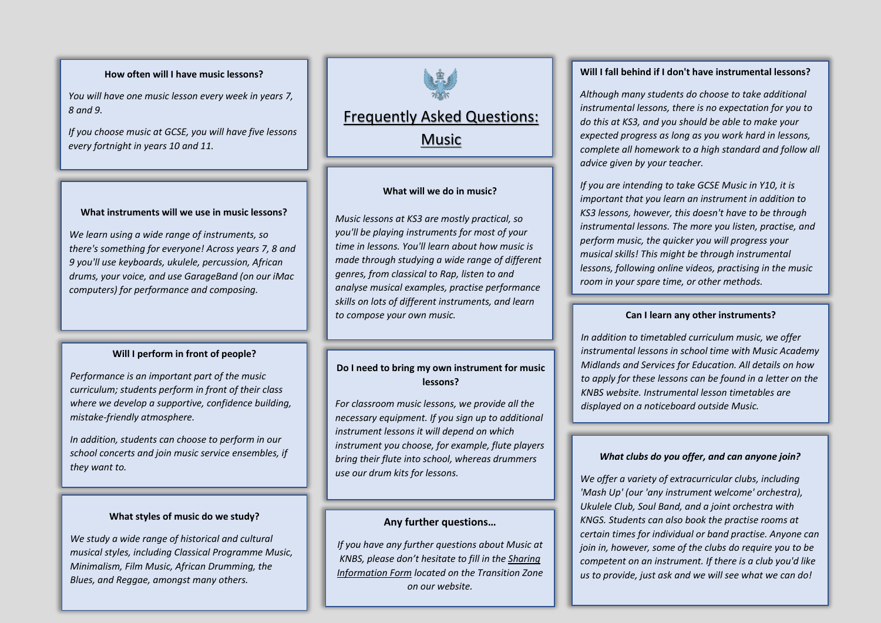# Frequently Asked Questions: Music

### How often will I have music lessons?

*You will have one music lesson every week in years 7, 8 and 9.*

*If you choose music at GCSE, you will have five lessons every fortnight in years 10 and 11.*

### What instruments will we use in music lessons?

*We learn using a wide range of instruments, so there's something for everyone! Across years 7, 8 and 9 you'll use keyboards, ukulele, percussion, African drums, your voice, and use GarageBand (on our iMac computers) for performance and composing.*

### Will I perform in front of people?

*Performance is an important part of the music curriculum; students perform in front of their class where we develop a supportive, confidence building, mistake-friendly atmosphere.*

*In addition, students can choose to perform in our school concerts and join music service ensembles, if they want to.*

### What styles of music do we study?

*We study a wide range of historical and cultural musical styles, including Classical Programme Music, Minimalism, Film Music, African Drumming, the Blues, and Reggae, amongst many others.*

### What will we do in music?

*Music lessons at KS3 are mostly practical, so you'll be playing instruments for most of your time in lessons. You'll learn about how music is made through studying a wide range of different genres, from classical to Rap, listen to and analyse musical examples, practise performance skills on lots of different instruments, and learn to compose your own music.*

### Do I need to bring my own instrument for music lessons?

*For classroom music lessons, we provide all the necessary equipment. If you sign up to additional instrument lessons it will depend on which instrument you choose, for example, flute players bring their flute into school, whereas drummers use our drum kits for lessons.*

### Any further questions…

*If you have any further questions about Music at KNBS, please don't hesitate to fill in the Sharing Information Form located on the Transition Zone on our website.*

### Will I fall behind if I don't have instrumental lessons?

*Although many students do choose to take additional instrumental lessons, there is no expectation for you to do this at KS3, and you should be able to make your expected progress as long as you work hard in lessons, complete all homework to a high standard and follow all advice given by your teacher.*

*If you are intending to take GCSE Music in Y10, it is important that you learn an instrument in addition to KS3 lessons, however, this doesn't have to be through instrumental lessons. The more you listen, practise, and perform music, the quicker you will progress your musical skills! This might be through instrumental lessons, following online videos, practising in the music room in your spare time, or other methods.*

### Can I learn any other instruments?

*In addition to timetabled curriculum music, we offer instrumental lessons in school time with Music Academy Midlands and Services for Education. All details on how to apply for these lessons can be found in a letter on the KNBS website. Instrumental lesson timetables are displayed on a noticeboard outside Music.*

### *What clubs do you offer, and can anyone join?*

*We offer a variety of extracurricular clubs, including 'Mash Up' (our 'any instrument welcome' orchestra), Ukulele Club, Soul Band, and a joint orchestra with KNGS. Students can also book the practise rooms at certain times for individual or band practise. Anyone can join in, however, some of the clubs do require you to be competent on an instrument. If there is a club you'd like us to provide, just ask and we will see what we can do!*